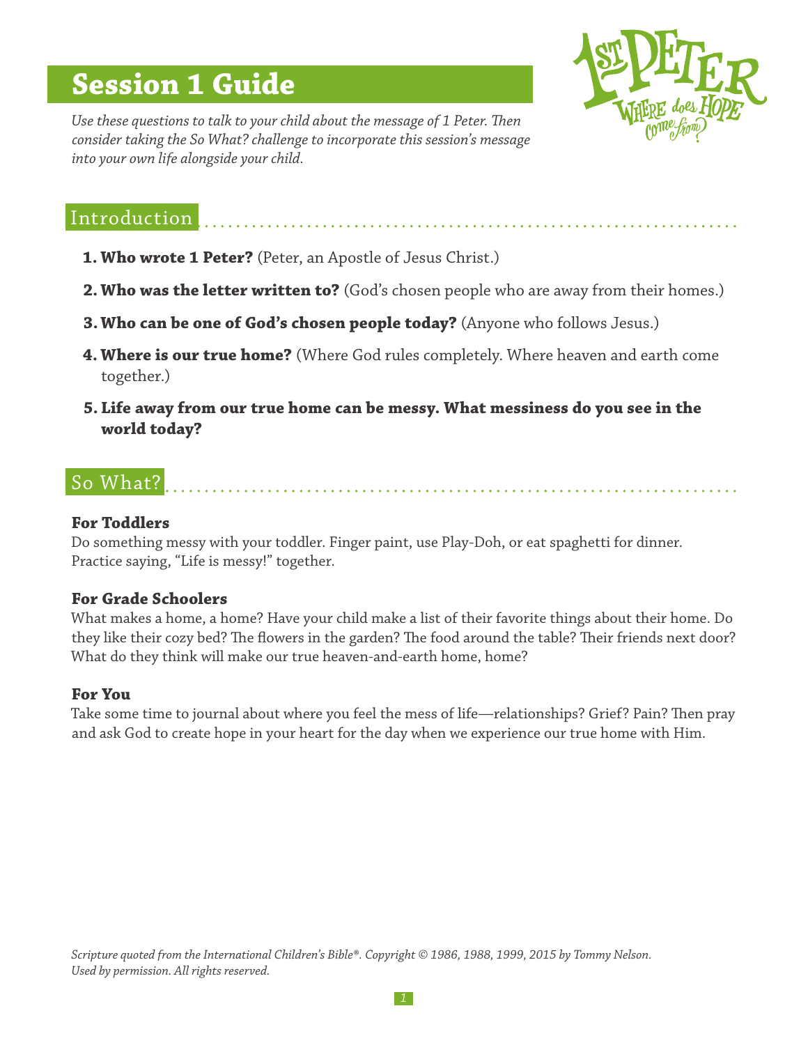# Session 1 Guide

1ST PETER
WHERE does HOPE come from?

*Use these questions to talk to your child about the message of 1 Peter. Then consider taking the So What? challenge to incorporate this session's message into your own life alongside your child.*

## Introduction

1. **Who wrote 1 Peter?** (Peter, an Apostle of Jesus Christ.)
2. **Who was the letter written to?** (God's chosen people who are away from their homes.)
3. **Who can be one of God's chosen people today?** (Anyone who follows Jesus.)
4. **Where is our true home?** (Where God rules completely. Where heaven and earth come together.)
5. **Life away from our true home can be messy. What messiness do you see in the world today?**

## So What?

### For Toddlers

Do something messy with your toddler. Finger paint, use Play-Doh, or eat spaghetti for dinner. Practice saying, "Life is messy!" together.

### For Grade Schoolers

What makes a home, a home? Have your child make a list of their favorite things about their home. Do they like their cozy bed? The flowers in the garden? The food around the table? Their friends next door? What do they think will make our true heaven-and-earth home, home?

### For You

Take some time to journal about where you feel the mess of life—relationships? Grief? Pain? Then pray and ask God to create hope in your heart for the day when we experience our true home with Him.

*Scripture quoted from the International Children's Bible®. Copyright © 1986, 1988, 1999, 2015 by Tommy Nelson. Used by permission. All rights reserved.*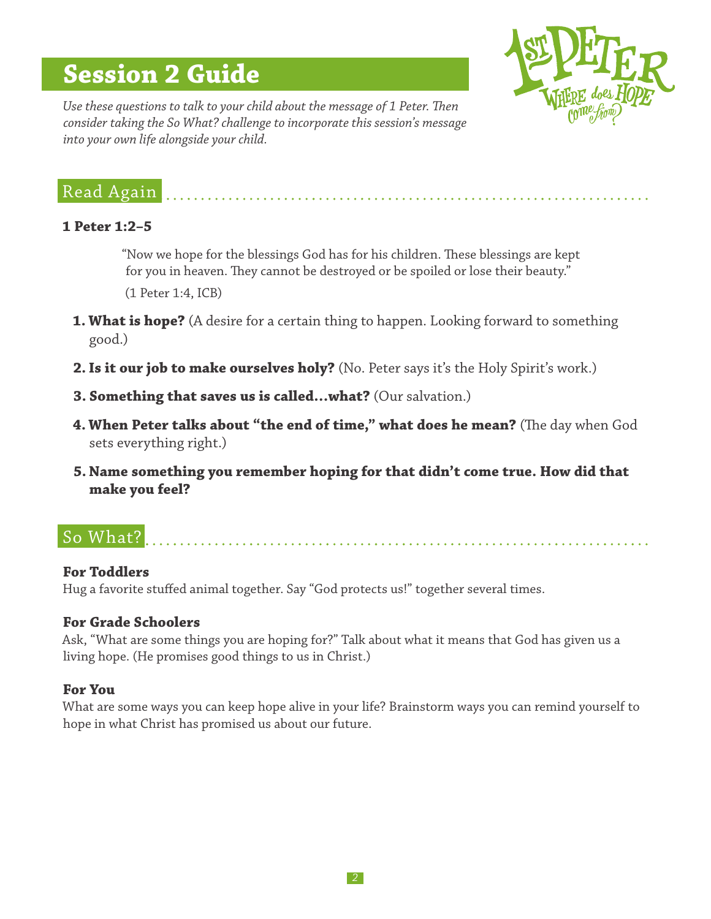# Session 2 Guide

*Use these questions to talk to your child about the message of 1 Peter. Then consider taking the So What? challenge to incorporate this session's message into your own life alongside your child.*

1st PETER
WHERE does HOPE come from?

## Read Again

**1 Peter 1:2–5**

> "Now we hope for the blessings God has for his children. These blessings are kept for you in heaven. They cannot be destroyed or be spoiled or lose their beauty."
>
> (1 Peter 1:4, ICB)

1. **What is hope?** (A desire for a certain thing to happen. Looking forward to something good.)
2. **Is it our job to make ourselves holy?** (No. Peter says it's the Holy Spirit's work.)
3. **Something that saves us is called…what?** (Our salvation.)
4. **When Peter talks about "the end of time," what does he mean?** (The day when God sets everything right.)
5. **Name something you remember hoping for that didn't come true. How did that make you feel?**

## So What?

**For Toddlers**
Hug a favorite stuffed animal together. Say "God protects us!" together several times.

**For Grade Schoolers**
Ask, "What are some things you are hoping for?" Talk about what it means that God has given us a living hope. (He promises good things to us in Christ.)

**For You**
What are some ways you can keep hope alive in your life? Brainstorm ways you can remind yourself to hope in what Christ has promised us about our future.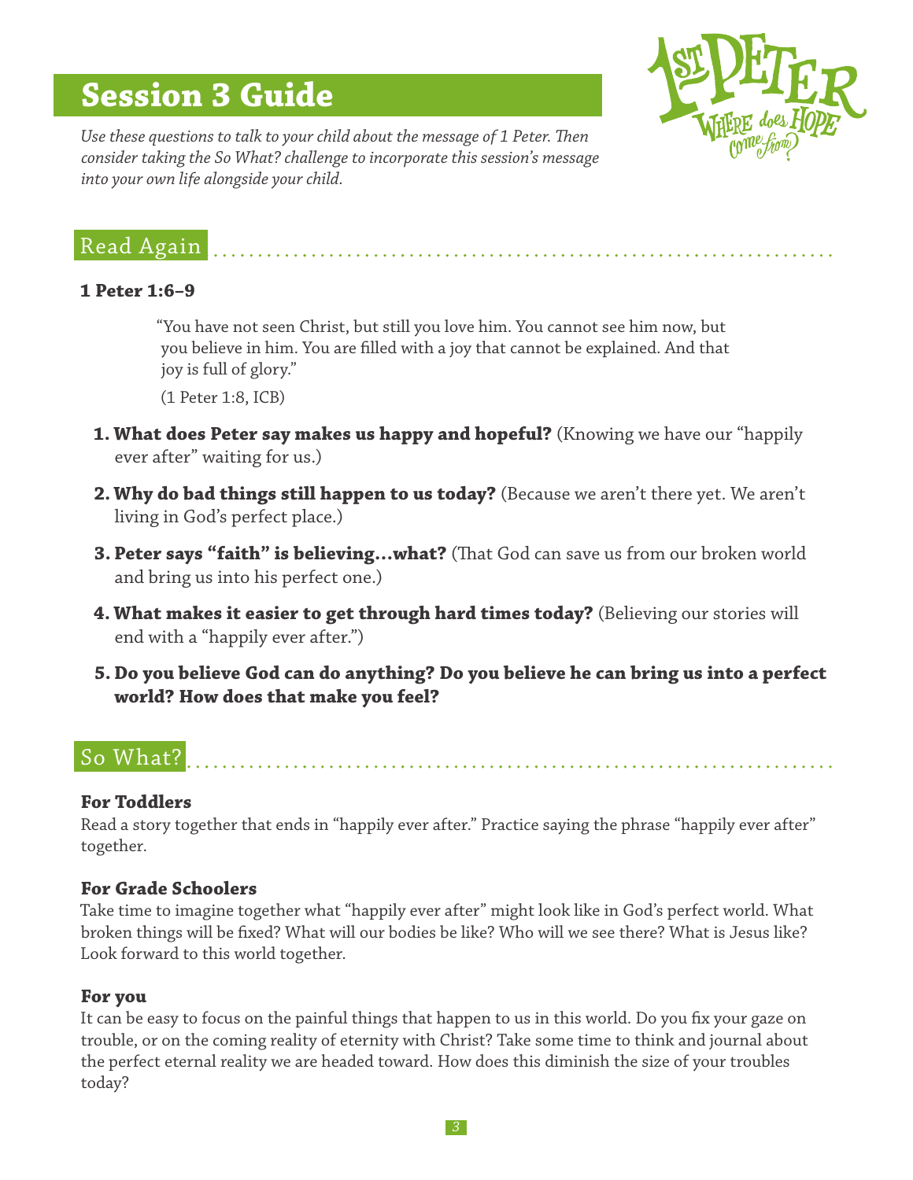# Session 3 Guide

*Use these questions to talk to your child about the message of 1 Peter. Then consider taking the So What? challenge to incorporate this session's message into your own life alongside your child.*

1st Peter: Where does Hope come from?

## Read Again

**1 Peter 1:6–9**

> "You have not seen Christ, but still you love him. You cannot see him now, but you believe in him. You are filled with a joy that cannot be explained. And that joy is full of glory."
>
> (1 Peter 1:8, ICB)

1. **What does Peter say makes us happy and hopeful?** (Knowing we have our "happily ever after" waiting for us.)
2. **Why do bad things still happen to us today?** (Because we aren't there yet. We aren't living in God's perfect place.)
3. **Peter says "faith" is believing…what?** (That God can save us from our broken world and bring us into his perfect one.)
4. **What makes it easier to get through hard times today?** (Believing our stories will end with a "happily ever after.")
5. **Do you believe God can do anything? Do you believe he can bring us into a perfect world? How does that make you feel?**

## So What?

### For Toddlers

Read a story together that ends in "happily ever after." Practice saying the phrase "happily ever after" together.

### For Grade Schoolers

Take time to imagine together what "happily ever after" might look like in God's perfect world. What broken things will be fixed? What will our bodies be like? Who will we see there? What is Jesus like? Look forward to this world together.

### For you

It can be easy to focus on the painful things that happen to us in this world. Do you fix your gaze on trouble, or on the coming reality of eternity with Christ? Take some time to think and journal about the perfect eternal reality we are headed toward. How does this diminish the size of your troubles today?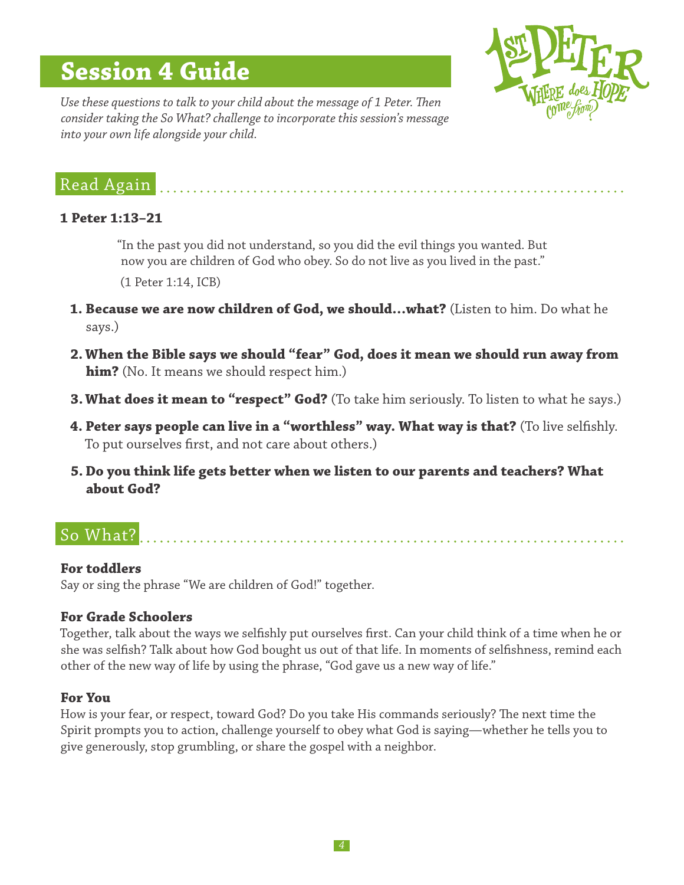# Session 4 Guide

*Use these questions to talk to your child about the message of 1 Peter. Then consider taking the So What? challenge to incorporate this session's message into your own life alongside your child.*

1ST PETER
WHERE does HOPE come from?

## Read Again

**1 Peter 1:13–21**

> "In the past you did not understand, so you did the evil things you wanted. But now you are children of God who obey. So do not live as you lived in the past."
>
> (1 Peter 1:14, ICB)

1. **Because we are now children of God, we should…what?** (Listen to him. Do what he says.)
2. **When the Bible says we should "fear" God, does it mean we should run away from him?** (No. It means we should respect him.)
3. **What does it mean to "respect" God?** (To take him seriously. To listen to what he says.)
4. **Peter says people can live in a "worthless" way. What way is that?** (To live selfishly. To put ourselves first, and not care about others.)
5. **Do you think life gets better when we listen to our parents and teachers? What about God?**

## So What?

### For toddlers

Say or sing the phrase "We are children of God!" together.

### For Grade Schoolers

Together, talk about the ways we selfishly put ourselves first. Can your child think of a time when he or she was selfish? Talk about how God bought us out of that life. In moments of selfishness, remind each other of the new way of life by using the phrase, "God gave us a new way of life."

### For You

How is your fear, or respect, toward God? Do you take His commands seriously? The next time the Spirit prompts you to action, challenge yourself to obey what God is saying—whether he tells you to give generously, stop grumbling, or share the gospel with a neighbor.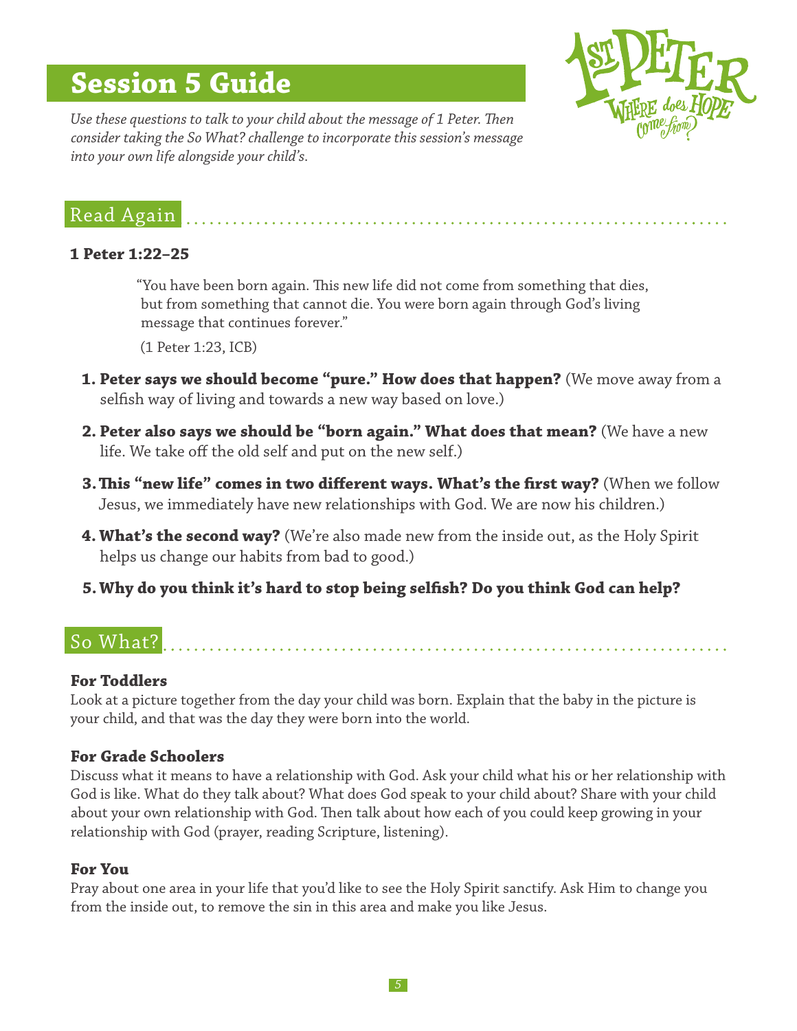# Session 5 Guide

*Use these questions to talk to your child about the message of 1 Peter. Then consider taking the So What? challenge to incorporate this session's message into your own life alongside your child's.*

1ST PETER
WHERE does HOPE come from?

## Read Again

**1 Peter 1:22–25**

> "You have been born again. This new life did not come from something that dies, but from something that cannot die. You were born again through God's living message that continues forever."
>
> (1 Peter 1:23, ICB)

1. **Peter says we should become "pure." How does that happen?** (We move away from a selfish way of living and towards a new way based on love.)
2. **Peter also says we should be "born again." What does that mean?** (We have a new life. We take off the old self and put on the new self.)
3. **This "new life" comes in two different ways. What's the first way?** (When we follow Jesus, we immediately have new relationships with God. We are now his children.)
4. **What's the second way?** (We're also made new from the inside out, as the Holy Spirit helps us change our habits from bad to good.)
5. **Why do you think it's hard to stop being selfish? Do you think God can help?**

## So What?

### For Toddlers

Look at a picture together from the day your child was born. Explain that the baby in the picture is your child, and that was the day they were born into the world.

### For Grade Schoolers

Discuss what it means to have a relationship with God. Ask your child what his or her relationship with God is like. What do they talk about? What does God speak to your child about? Share with your child about your own relationship with God. Then talk about how each of you could keep growing in your relationship with God (prayer, reading Scripture, listening).

### For You

Pray about one area in your life that you'd like to see the Holy Spirit sanctify. Ask Him to change you from the inside out, to remove the sin in this area and make you like Jesus.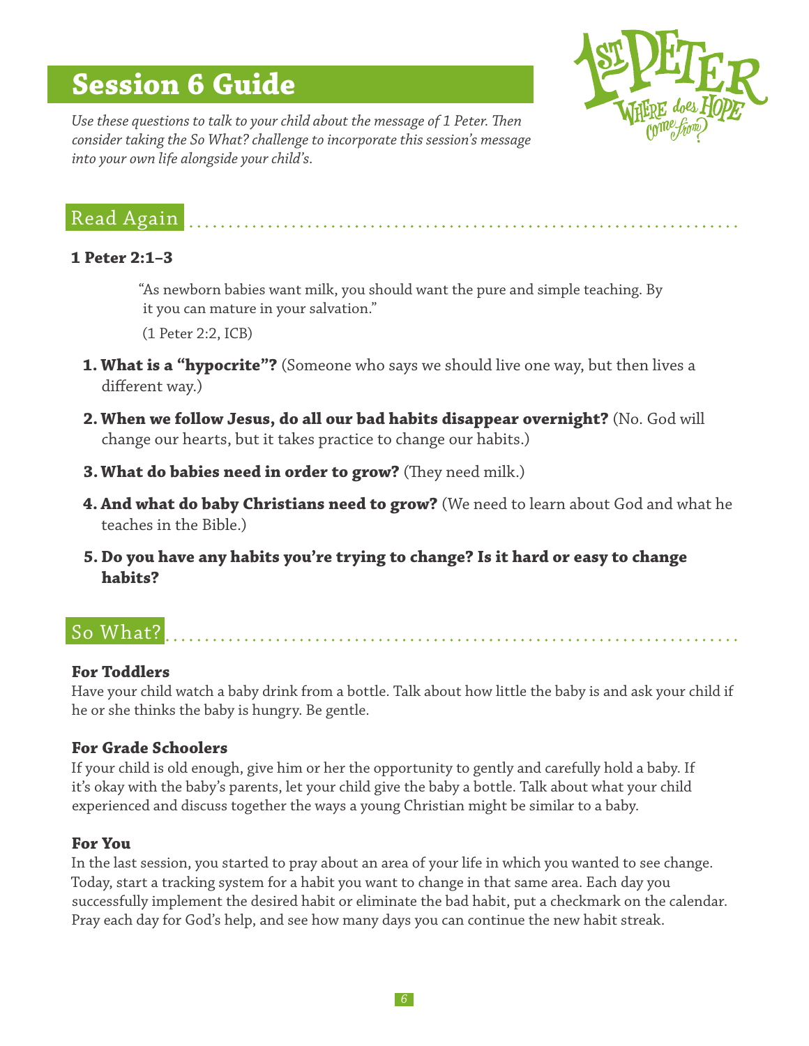# Session 6 Guide

*Use these questions to talk to your child about the message of 1 Peter. Then consider taking the So What? challenge to incorporate this session's message into your own life alongside your child's.*

## Read Again

**1 Peter 2:1–3**

> "As newborn babies want milk, you should want the pure and simple teaching. By it you can mature in your salvation."
>
> (1 Peter 2:2, ICB)

1. **What is a "hypocrite"?** (Someone who says we should live one way, but then lives a different way.)
2. **When we follow Jesus, do all our bad habits disappear overnight?** (No. God will change our hearts, but it takes practice to change our habits.)
3. **What do babies need in order to grow?** (They need milk.)
4. **And what do baby Christians need to grow?** (We need to learn about God and what he teaches in the Bible.)
5. **Do you have any habits you're trying to change? Is it hard or easy to change habits?**

## So What?

### For Toddlers

Have your child watch a baby drink from a bottle. Talk about how little the baby is and ask your child if he or she thinks the baby is hungry. Be gentle.

### For Grade Schoolers

If your child is old enough, give him or her the opportunity to gently and carefully hold a baby. If it's okay with the baby's parents, let your child give the baby a bottle. Talk about what your child experienced and discuss together the ways a young Christian might be similar to a baby.

### For You

In the last session, you started to pray about an area of your life in which you wanted to see change. Today, start a tracking system for a habit you want to change in that same area. Each day you successfully implement the desired habit or eliminate the bad habit, put a checkmark on the calendar. Pray each day for God's help, and see how many days you can continue the new habit streak.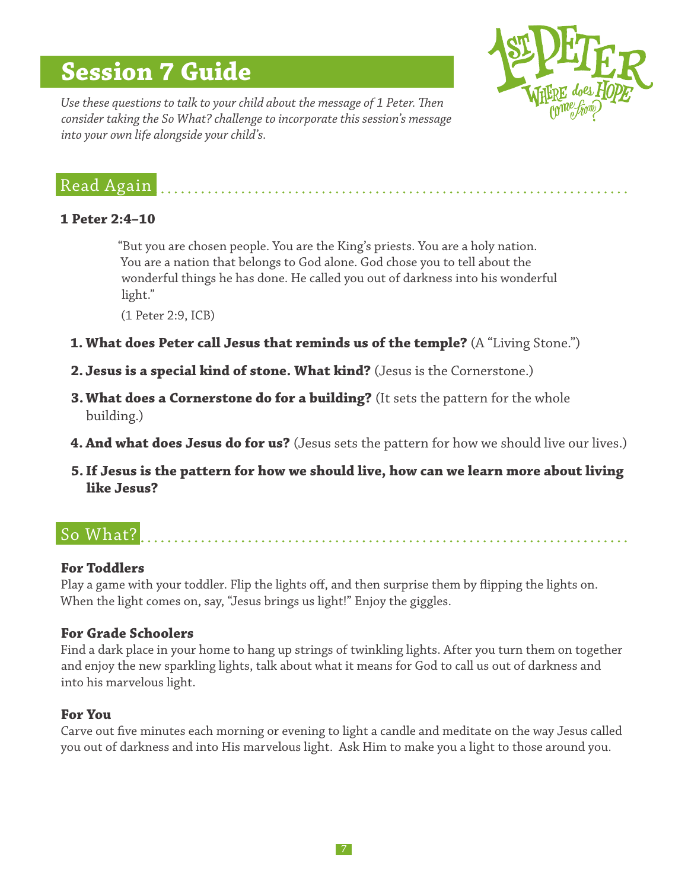# Session 7 Guide

1st PETER
WHERE does HOPE come from?

*Use these questions to talk to your child about the message of 1 Peter. Then consider taking the So What? challenge to incorporate this session's message into your own life alongside your child's.*

## Read Again

**1 Peter 2:4–10**

> "But you are chosen people. You are the King's priests. You are a holy nation. You are a nation that belongs to God alone. God chose you to tell about the wonderful things he has done. He called you out of darkness into his wonderful light."
>
> (1 Peter 2:9, ICB)

1. **What does Peter call Jesus that reminds us of the temple?** (A "Living Stone.")
2. **Jesus is a special kind of stone. What kind?** (Jesus is the Cornerstone.)
3. **What does a Cornerstone do for a building?** (It sets the pattern for the whole building.)
4. **And what does Jesus do for us?** (Jesus sets the pattern for how we should live our lives.)
5. **If Jesus is the pattern for how we should live, how can we learn more about living like Jesus?**

## So What?

### For Toddlers

Play a game with your toddler. Flip the lights off, and then surprise them by flipping the lights on. When the light comes on, say, "Jesus brings us light!" Enjoy the giggles.

### For Grade Schoolers

Find a dark place in your home to hang up strings of twinkling lights. After you turn them on together and enjoy the new sparkling lights, talk about what it means for God to call us out of darkness and into his marvelous light.

### For You

Carve out five minutes each morning or evening to light a candle and meditate on the way Jesus called you out of darkness and into His marvelous light. Ask Him to make you a light to those around you.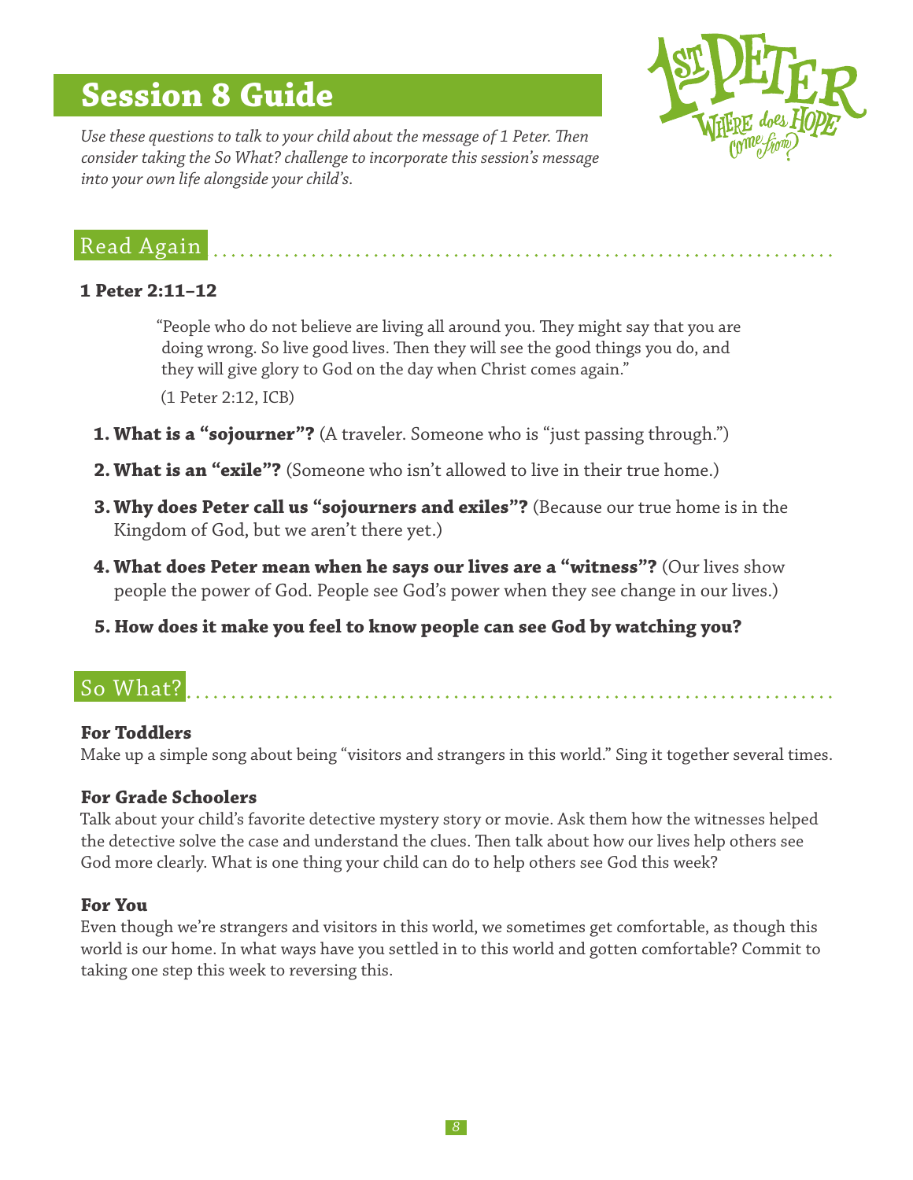# Session 8 Guide

*Use these questions to talk to your child about the message of 1 Peter. Then consider taking the So What? challenge to incorporate this session's message into your own life alongside your child's.*

## Read Again

**1 Peter 2:11–12**

> "People who do not believe are living all around you. They might say that you are doing wrong. So live good lives. Then they will see the good things you do, and they will give glory to God on the day when Christ comes again."
>
> (1 Peter 2:12, ICB)

1. **What is a "sojourner"?** (A traveler. Someone who is "just passing through.")
2. **What is an "exile"?** (Someone who isn't allowed to live in their true home.)
3. **Why does Peter call us "sojourners and exiles"?** (Because our true home is in the Kingdom of God, but we aren't there yet.)
4. **What does Peter mean when he says our lives are a "witness"?** (Our lives show people the power of God. People see God's power when they see change in our lives.)
5. **How does it make you feel to know people can see God by watching you?**

## So What?

**For Toddlers**

Make up a simple song about being "visitors and strangers in this world." Sing it together several times.

**For Grade Schoolers**

Talk about your child's favorite detective mystery story or movie. Ask them how the witnesses helped the detective solve the case and understand the clues. Then talk about how our lives help others see God more clearly. What is one thing your child can do to help others see God this week?

**For You**

Even though we're strangers and visitors in this world, we sometimes get comfortable, as though this world is our home. In what ways have you settled in to this world and gotten comfortable? Commit to taking one step this week to reversing this.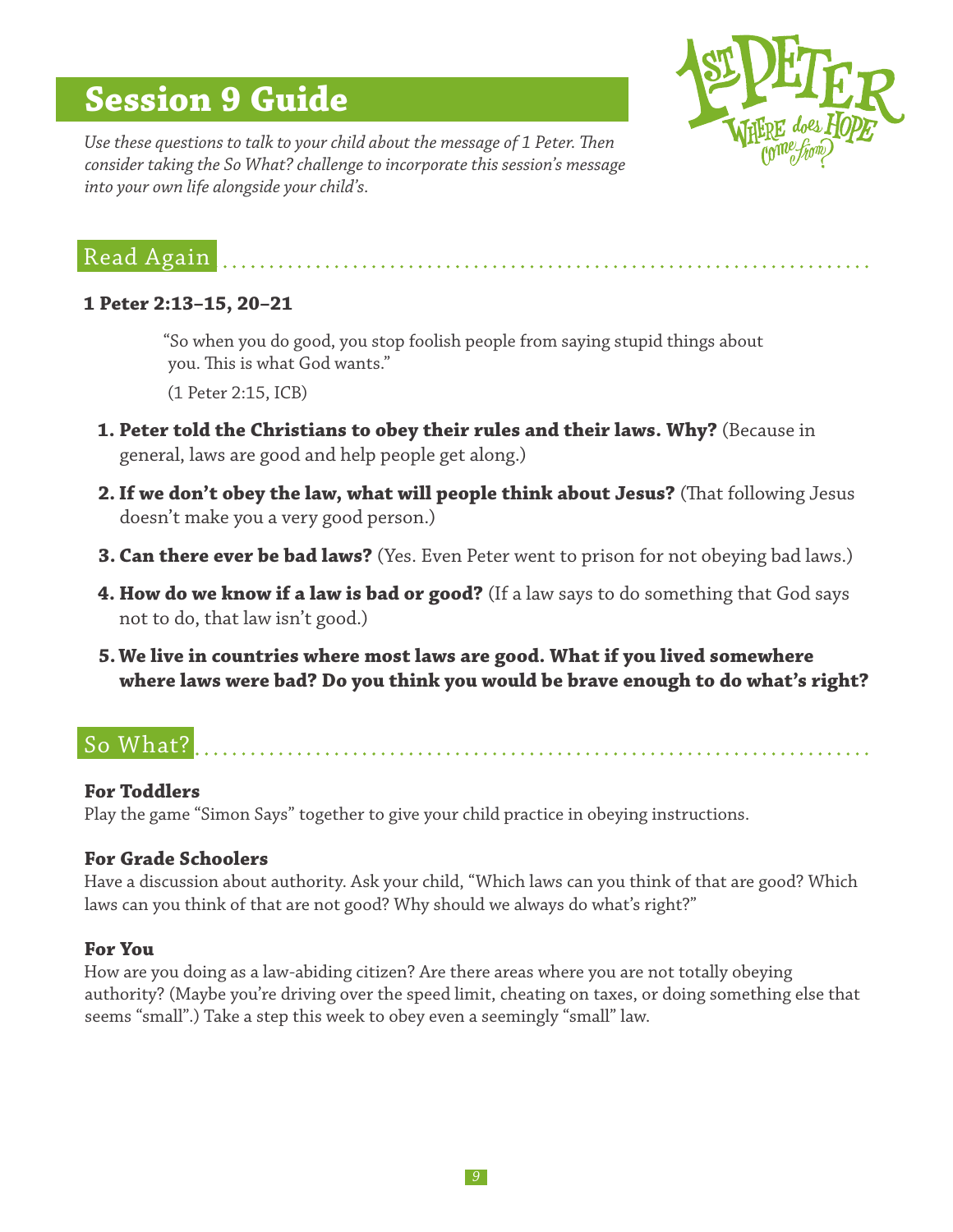# Session 9 Guide

1ST PETER
WHERE does HOPE come from?

*Use these questions to talk to your child about the message of 1 Peter. Then consider taking the So What? challenge to incorporate this session's message into your own life alongside your child's.*

## Read Again

**1 Peter 2:13–15, 20–21**

> "So when you do good, you stop foolish people from saying stupid things about you. This is what God wants."
>
> (1 Peter 2:15, ICB)

1. **Peter told the Christians to obey their rules and their laws. Why?** (Because in general, laws are good and help people get along.)
2. **If we don't obey the law, what will people think about Jesus?** (That following Jesus doesn't make you a very good person.)
3. **Can there ever be bad laws?** (Yes. Even Peter went to prison for not obeying bad laws.)
4. **How do we know if a law is bad or good?** (If a law says to do something that God says not to do, that law isn't good.)
5. **We live in countries where most laws are good. What if you lived somewhere where laws were bad? Do you think you would be brave enough to do what's right?**

## So What?

**For Toddlers**

Play the game "Simon Says" together to give your child practice in obeying instructions.

**For Grade Schoolers**

Have a discussion about authority. Ask your child, "Which laws can you think of that are good? Which laws can you think of that are not good? Why should we always do what's right?"

**For You**

How are you doing as a law-abiding citizen? Are there areas where you are not totally obeying authority? (Maybe you're driving over the speed limit, cheating on taxes, or doing something else that seems "small".) Take a step this week to obey even a seemingly "small" law.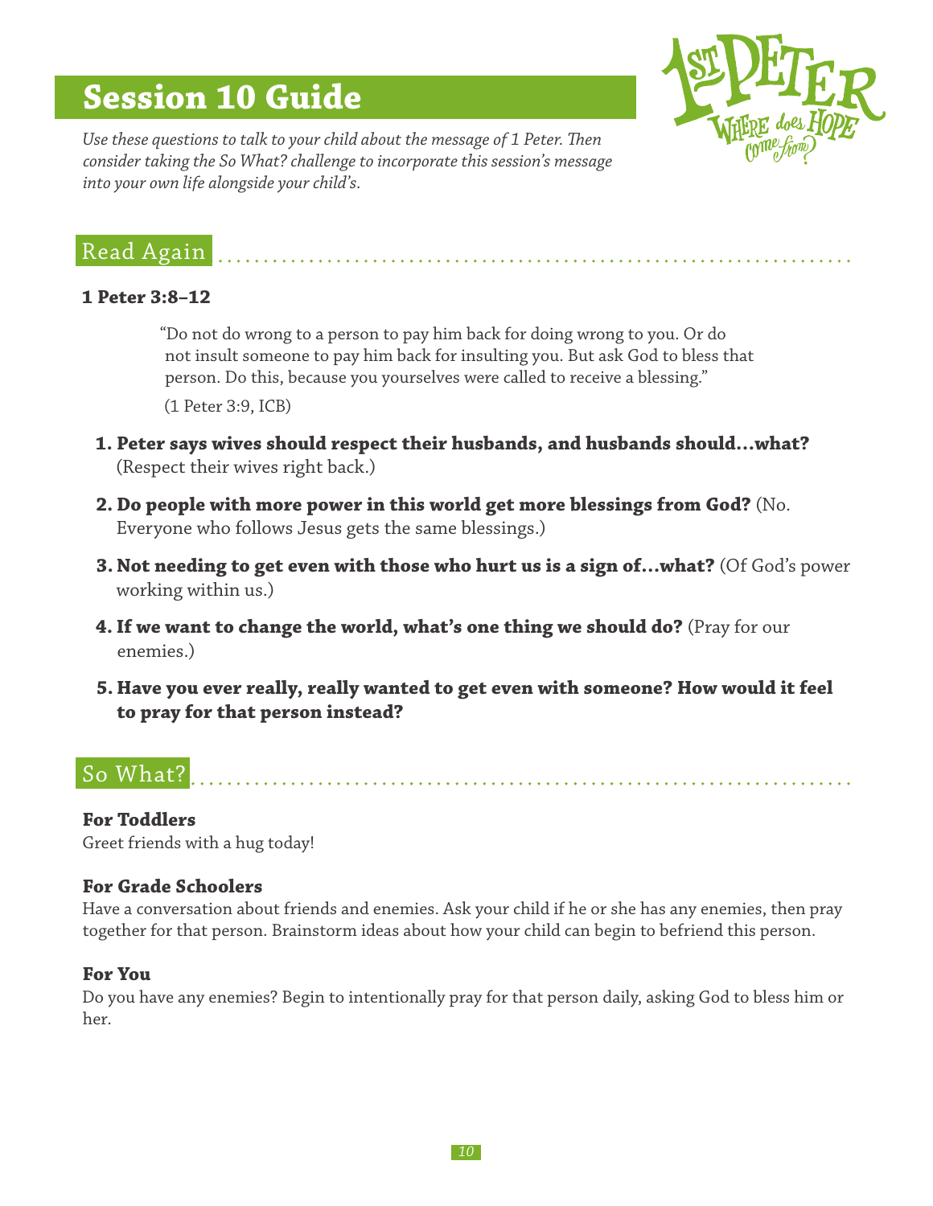# Session 10 Guide

1ST PETER
WHERE does HOPE come from?

*Use these questions to talk to your child about the message of 1 Peter. Then consider taking the So What? challenge to incorporate this session's message into your own life alongside your child's.*

## Read Again

**1 Peter 3:8–12**

> "Do not do wrong to a person to pay him back for doing wrong to you. Or do not insult someone to pay him back for insulting you. But ask God to bless that person. Do this, because you yourselves were called to receive a blessing."
>
> (1 Peter 3:9, ICB)

1. **Peter says wives should respect their husbands, and husbands should…what?** (Respect their wives right back.)
2. **Do people with more power in this world get more blessings from God?** (No. Everyone who follows Jesus gets the same blessings.)
3. **Not needing to get even with those who hurt us is a sign of…what?** (Of God's power working within us.)
4. **If we want to change the world, what's one thing we should do?** (Pray for our enemies.)
5. **Have you ever really, really wanted to get even with someone? How would it feel to pray for that person instead?**

## So What?

### For Toddlers

Greet friends with a hug today!

### For Grade Schoolers

Have a conversation about friends and enemies. Ask your child if he or she has any enemies, then pray together for that person. Brainstorm ideas about how your child can begin to befriend this person.

### For You

Do you have any enemies? Begin to intentionally pray for that person daily, asking God to bless him or her.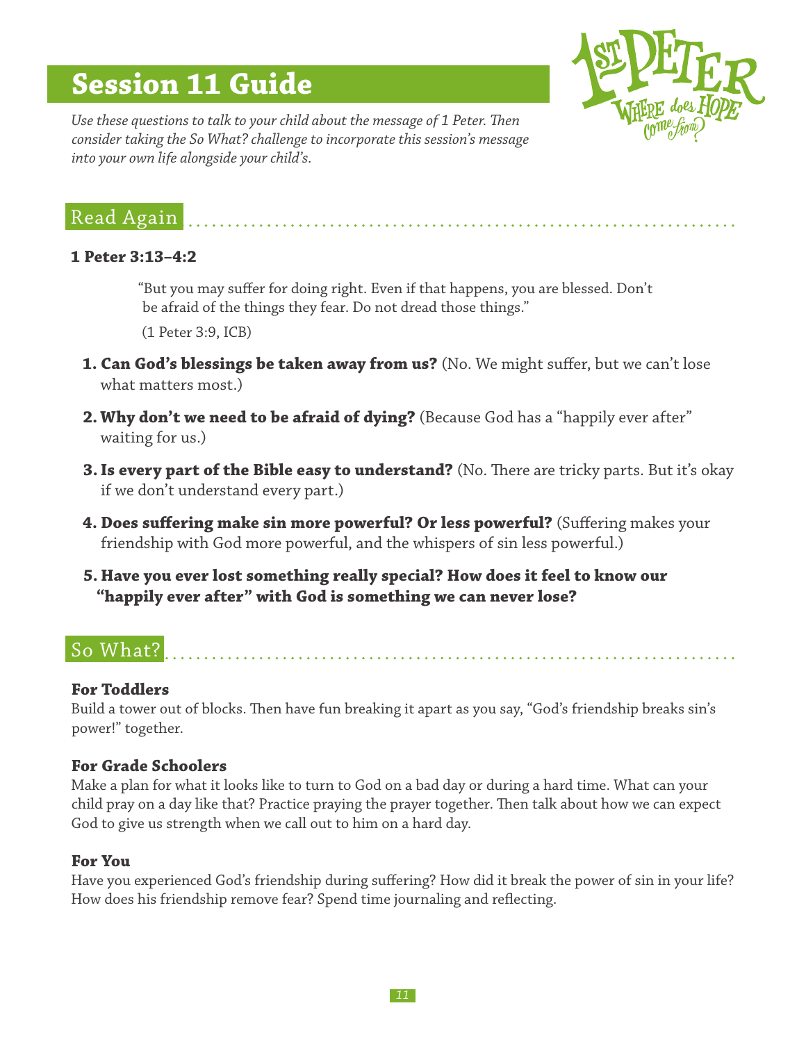# Session 11 Guide

*Use these questions to talk to your child about the message of 1 Peter. Then consider taking the So What? challenge to incorporate this session's message into your own life alongside your child's.*

1st Peter: Where does Hope come from?

## Read Again

**1 Peter 3:13–4:2**

> "But you may suffer for doing right. Even if that happens, you are blessed. Don't be afraid of the things they fear. Do not dread those things."
>
> (1 Peter 3:9, ICB)

1. **Can God's blessings be taken away from us?** (No. We might suffer, but we can't lose what matters most.)
2. **Why don't we need to be afraid of dying?** (Because God has a "happily ever after" waiting for us.)
3. **Is every part of the Bible easy to understand?** (No. There are tricky parts. But it's okay if we don't understand every part.)
4. **Does suffering make sin more powerful? Or less powerful?** (Suffering makes your friendship with God more powerful, and the whispers of sin less powerful.)
5. **Have you ever lost something really special? How does it feel to know our "happily ever after" with God is something we can never lose?**

## So What?

### For Toddlers

Build a tower out of blocks. Then have fun breaking it apart as you say, "God's friendship breaks sin's power!" together.

### For Grade Schoolers

Make a plan for what it looks like to turn to God on a bad day or during a hard time. What can your child pray on a day like that? Practice praying the prayer together. Then talk about how we can expect God to give us strength when we call out to him on a hard day.

### For You

Have you experienced God's friendship during suffering? How did it break the power of sin in your life? How does his friendship remove fear? Spend time journaling and reflecting.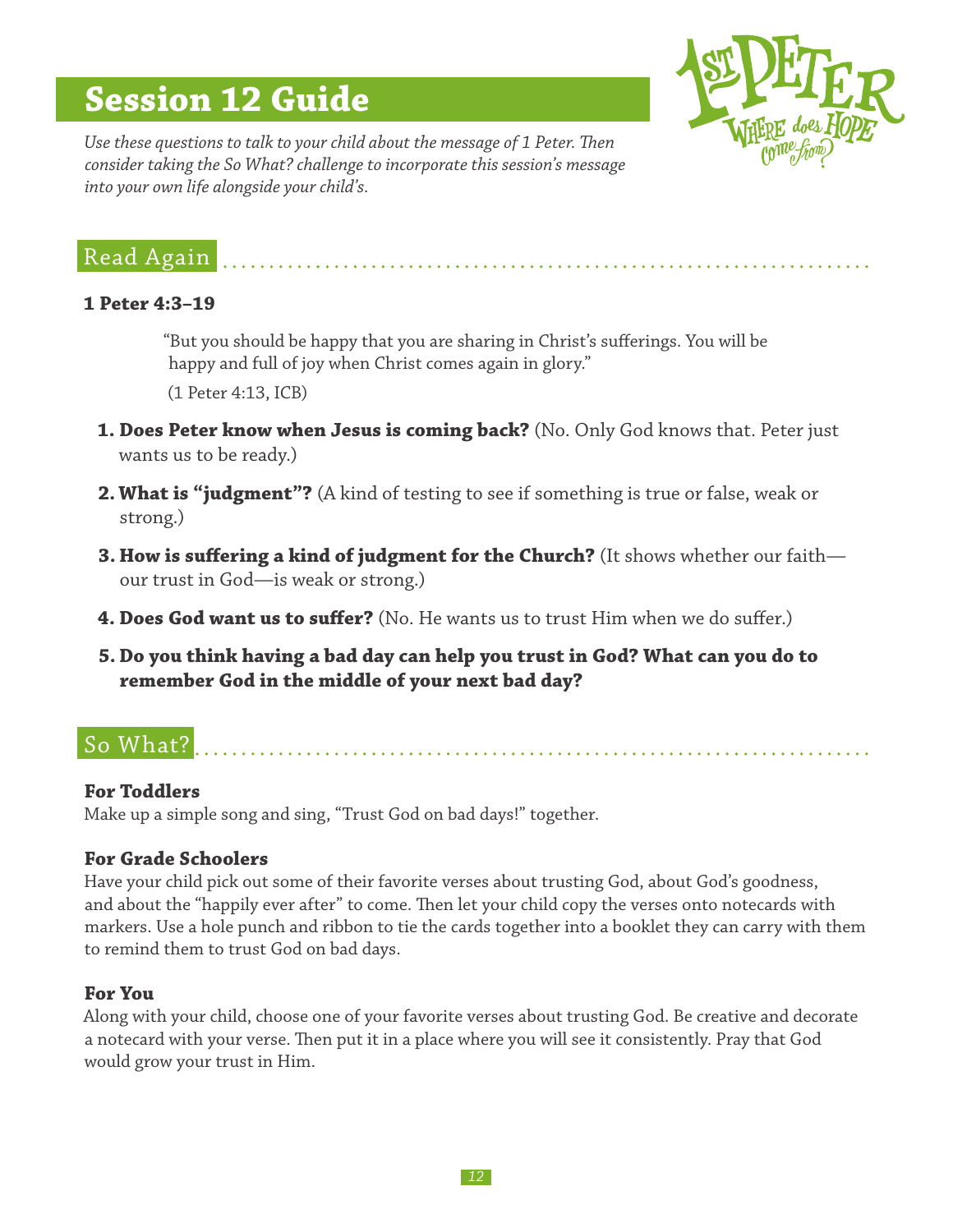# Session 12 Guide

*Use these questions to talk to your child about the message of 1 Peter. Then consider taking the So What? challenge to incorporate this session's message into your own life alongside your child's.*

## Read Again

**1 Peter 4:3–19**

> "But you should be happy that you are sharing in Christ's sufferings. You will be happy and full of joy when Christ comes again in glory."
>
> (1 Peter 4:13, ICB)

1. **Does Peter know when Jesus is coming back?** (No. Only God knows that. Peter just wants us to be ready.)
2. **What is "judgment"?** (A kind of testing to see if something is true or false, weak or strong.)
3. **How is suffering a kind of judgment for the Church?** (It shows whether our faith—our trust in God—is weak or strong.)
4. **Does God want us to suffer?** (No. He wants us to trust Him when we do suffer.)
5. **Do you think having a bad day can help you trust in God? What can you do to remember God in the middle of your next bad day?**

## So What?

**For Toddlers**

Make up a simple song and sing, "Trust God on bad days!" together.

**For Grade Schoolers**

Have your child pick out some of their favorite verses about trusting God, about God's goodness, and about the "happily ever after" to come. Then let your child copy the verses onto notecards with markers. Use a hole punch and ribbon to tie the cards together into a booklet they can carry with them to remind them to trust God on bad days.

**For You**

Along with your child, choose one of your favorite verses about trusting God. Be creative and decorate a notecard with your verse. Then put it in a place where you will see it consistently. Pray that God would grow your trust in Him.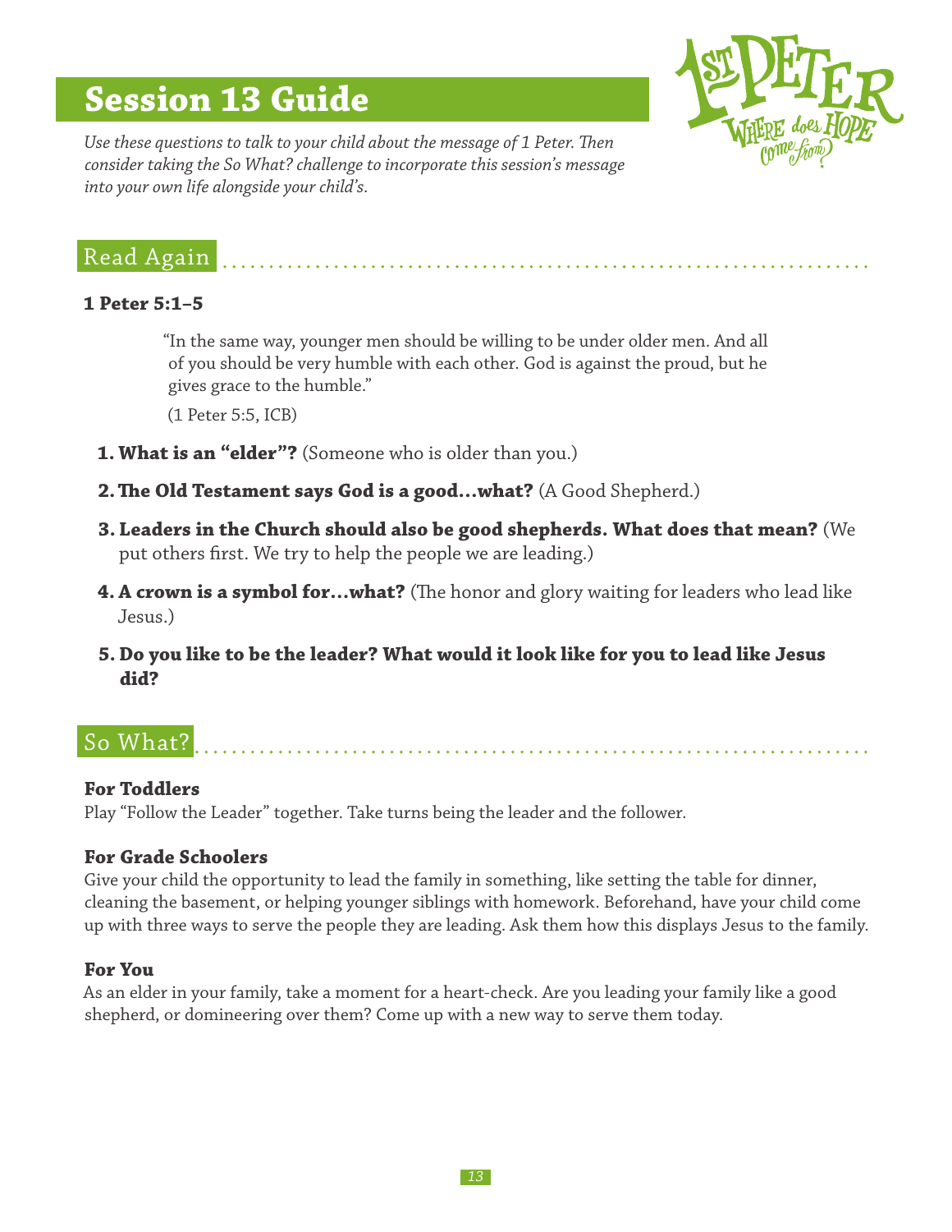# Session 13 Guide

*Use these questions to talk to your child about the message of 1 Peter. Then consider taking the So What? challenge to incorporate this session's message into your own life alongside your child's.*

## Read Again

**1 Peter 5:1–5**

> "In the same way, younger men should be willing to be under older men. And all of you should be very humble with each other. God is against the proud, but he gives grace to the humble."
>
> (1 Peter 5:5, ICB)

1. **What is an "elder"?** (Someone who is older than you.)
2. **The Old Testament says God is a good…what?** (A Good Shepherd.)
3. **Leaders in the Church should also be good shepherds. What does that mean?** (We put others first. We try to help the people we are leading.)
4. **A crown is a symbol for…what?** (The honor and glory waiting for leaders who lead like Jesus.)
5. **Do you like to be the leader? What would it look like for you to lead like Jesus did?**

## So What?

**For Toddlers**

Play "Follow the Leader" together. Take turns being the leader and the follower.

**For Grade Schoolers**

Give your child the opportunity to lead the family in something, like setting the table for dinner, cleaning the basement, or helping younger siblings with homework. Beforehand, have your child come up with three ways to serve the people they are leading. Ask them how this displays Jesus to the family.

**For You**

As an elder in your family, take a moment for a heart-check. Are you leading your family like a good shepherd, or domineering over them? Come up with a new way to serve them today.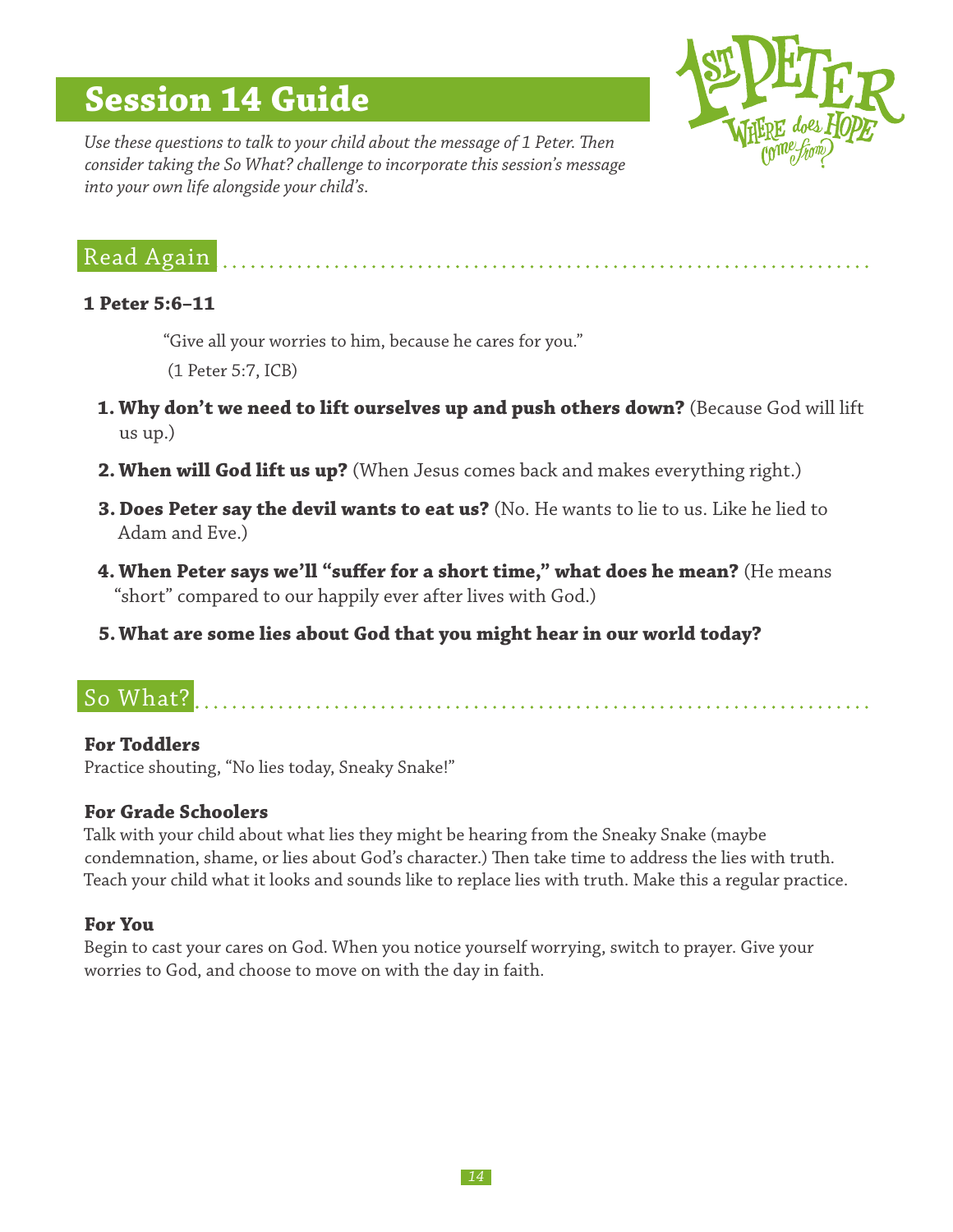# Session 14 Guide

1ST PETER
WHERE does HOPE come from?

*Use these questions to talk to your child about the message of 1 Peter. Then consider taking the So What? challenge to incorporate this session's message into your own life alongside your child's.*

## Read Again

**1 Peter 5:6–11**

"Give all your worries to him, because he cares for you."

(1 Peter 5:7, ICB)

1. **Why don't we need to lift ourselves up and push others down?** (Because God will lift us up.)
2. **When will God lift us up?** (When Jesus comes back and makes everything right.)
3. **Does Peter say the devil wants to eat us?** (No. He wants to lie to us. Like he lied to Adam and Eve.)
4. **When Peter says we'll "suffer for a short time," what does he mean?** (He means "short" compared to our happily ever after lives with God.)
5. **What are some lies about God that you might hear in our world today?**

## So What?

**For Toddlers**
Practice shouting, "No lies today, Sneaky Snake!"

**For Grade Schoolers**
Talk with your child about what lies they might be hearing from the Sneaky Snake (maybe condemnation, shame, or lies about God's character.) Then take time to address the lies with truth. Teach your child what it looks and sounds like to replace lies with truth. Make this a regular practice.

**For You**
Begin to cast your cares on God. When you notice yourself worrying, switch to prayer. Give your worries to God, and choose to move on with the day in faith.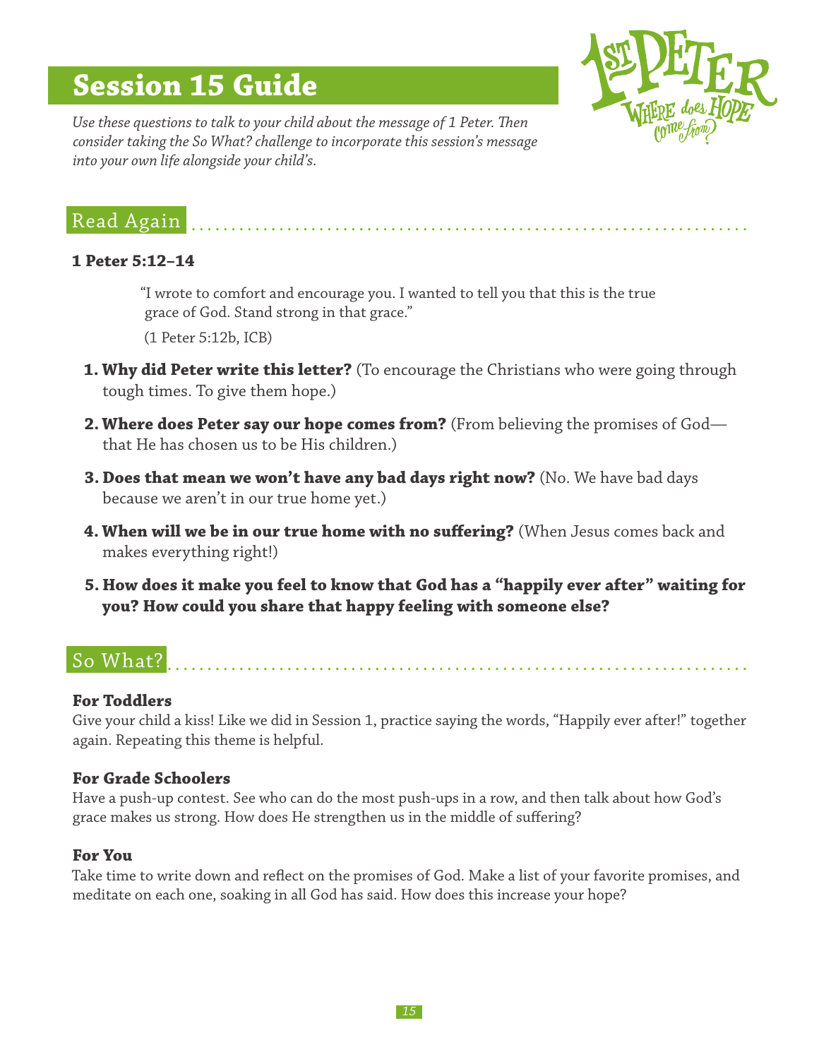# Session 15 Guide

*Use these questions to talk to your child about the message of 1 Peter. Then consider taking the So What? challenge to incorporate this session's message into your own life alongside your child's.*

1ST PETER WHERE does HOPE come from?

## Read Again

**1 Peter 5:12–14**

> "I wrote to comfort and encourage you. I wanted to tell you that this is the true grace of God. Stand strong in that grace."
>
> (1 Peter 5:12b, ICB)

1. **Why did Peter write this letter?** (To encourage the Christians who were going through tough times. To give them hope.)
2. **Where does Peter say our hope comes from?** (From believing the promises of God—that He has chosen us to be His children.)
3. **Does that mean we won't have any bad days right now?** (No. We have bad days because we aren't in our true home yet.)
4. **When will we be in our true home with no suffering?** (When Jesus comes back and makes everything right!)
5. **How does it make you feel to know that God has a "happily ever after" waiting for you? How could you share that happy feeling with someone else?**

## So What?

### For Toddlers

Give your child a kiss! Like we did in Session 1, practice saying the words, "Happily ever after!" together again. Repeating this theme is helpful.

### For Grade Schoolers

Have a push-up contest. See who can do the most push-ups in a row, and then talk about how God's grace makes us strong. How does He strengthen us in the middle of suffering?

### For You

Take time to write down and reflect on the promises of God. Make a list of your favorite promises, and meditate on each one, soaking in all God has said. How does this increase your hope?